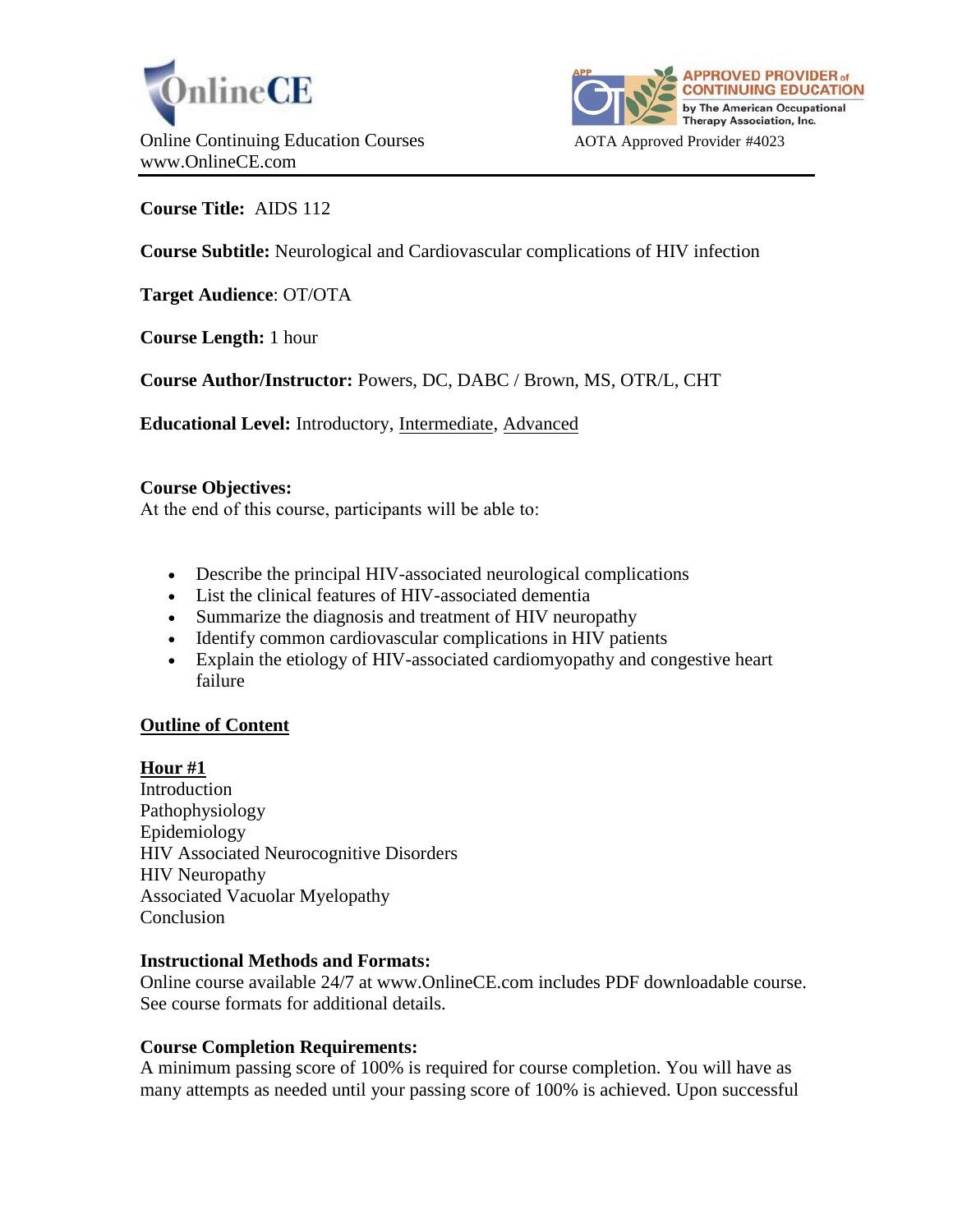OnlineCE

Online Continuing Education Courses
www.OnlineCE.com

APPROVED PROVIDER of CONTINUING EDUCATION by The American Occupational Therapy Association, Inc.

AOTA Approved Provider #4023

**Course Title:** AIDS 112

**Course Subtitle:** Neurological and Cardiovascular complications of HIV infection

**Target Audience**: OT/OTA

**Course Length:** 1 hour

**Course Author/Instructor:** Powers, DC, DABC / Brown, MS, OTR/L, CHT

**Educational Level:** Introductory, Intermediate, Advanced

**Course Objectives:**
At the end of this course, participants will be able to:

- Describe the principal HIV-associated neurological complications
- List the clinical features of HIV-associated dementia
- Summarize the diagnosis and treatment of HIV neuropathy
- Identify common cardiovascular complications in HIV patients
- Explain the etiology of HIV-associated cardiomyopathy and congestive heart failure

**Outline of Content**

**Hour #1**
Introduction
Pathophysiology
Epidemiology
HIV Associated Neurocognitive Disorders
HIV Neuropathy
Associated Vacuolar Myelopathy
Conclusion

**Instructional Methods and Formats:**
Online course available 24/7 at www.OnlineCE.com includes PDF downloadable course. See course formats for additional details.

**Course Completion Requirements:**
A minimum passing score of 100% is required for course completion. You will have as many attempts as needed until your passing score of 100% is achieved. Upon successful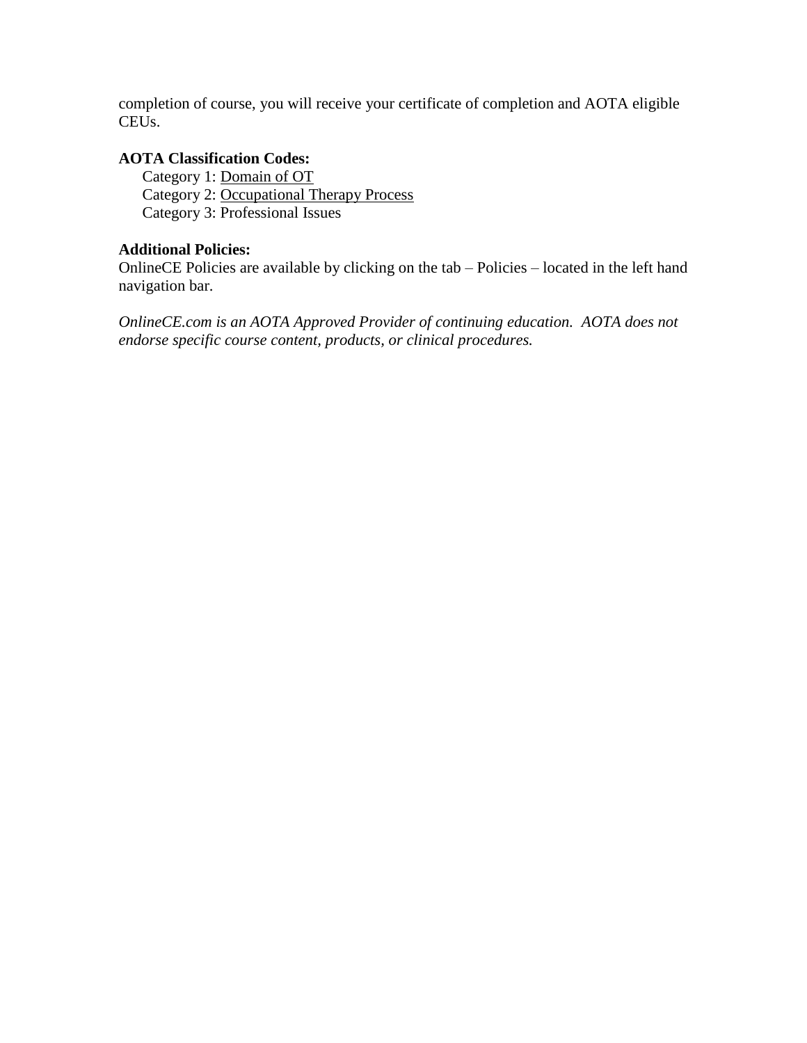completion of course, you will receive your certificate of completion and AOTA eligible CEUs.

**AOTA Classification Codes:**

Category 1: Domain of OT
Category 2: Occupational Therapy Process
Category 3: Professional Issues

**Additional Policies:**
OnlineCE Policies are available by clicking on the tab – Policies – located in the left hand navigation bar.

*OnlineCE.com is an AOTA Approved Provider of continuing education. AOTA does not endorse specific course content, products, or clinical procedures.*